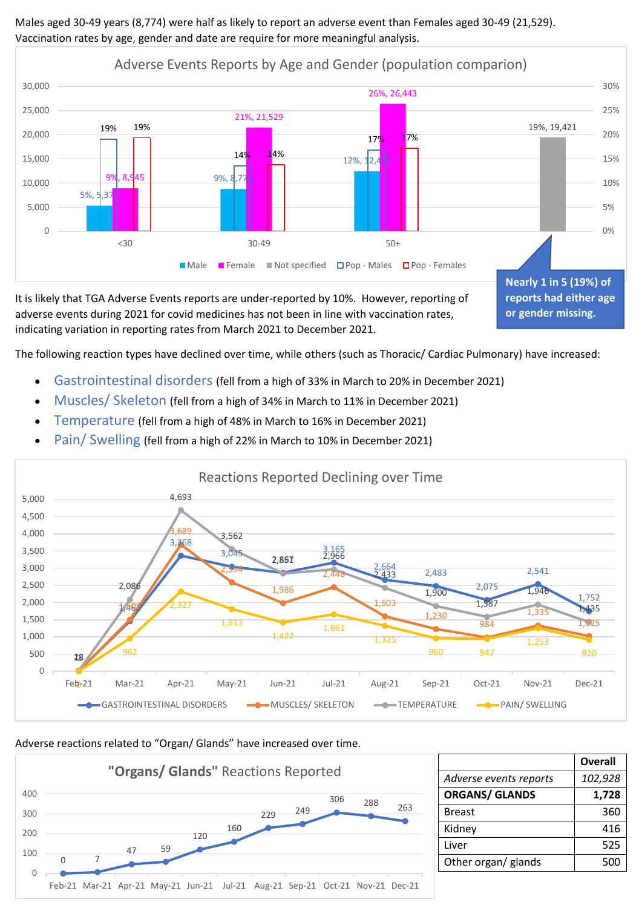Males aged 30-49 years (8,774) were half as likely to report an adverse event than Females aged 30-49 (21,529). Vaccination rates by age, gender and date are require for more meaningful analysis.

**Adverse Events Reports by Age and Gender (population comparion)**

| Age | Male | Female | Not specified | Pop - Males | Pop - Females |
|---|---|---|---|---|---|
| <30 | 5%, 5,37? | 9%, 8,945 | | 19% | 19% |
| 30-49 | 9%, 8,77? | 21%, 21,529 | | 14% | 14% |
| 50+ | 12%, 12,4?? | 26%, 26,443 | | 17% | 17% |
| | | | 19%, 19,421 | | |

Nearly 1 in 5 (19%) of reports had either age or gender missing.

It is likely that TGA Adverse Events reports are under-reported by 10%. However, reporting of adverse events during 2021 for covid medicines has not been in line with vaccination rates, indicating variation in reporting rates from March 2021 to December 2021.

The following reaction types have declined over time, while others (such as Thoracic/ Cardiac Pulmonary) have increased:

- Gastrointestinal disorders (fell from a high of 33% in March to 20% in December 2021)
- Muscles/ Skeleton (fell from a high of 34% in March to 11% in December 2021)
- Temperature (fell from a high of 48% in March to 16% in December 2021)
- Pain/ Swelling (fell from a high of 22% in March to 10% in December 2021)

**Reactions Reported Declining over Time**

| | Feb-21 | Mar-21 | Apr-21 | May-21 | Jun-21 | Jul-21 | Aug-21 | Sep-21 | Oct-21 | Nov-21 | Dec-21 |
|---|---|---|---|---|---|---|---|---|---|---|---|
| GASTROINTESTINAL DISORDERS | 18 | 1,468 | 3,368 | 3,045 | 2,857 | 3,165 | 2,664 | 2,483 | 2,075 | 2,541 | 1,752 |
| MUSCLES/ SKELETON | | 1,503 | 3,689 | 2,594 | 1,986 | 2,448 | 1,603 | 1,230 | 984 | 1,335 | 1,025 |
| TEMPERATURE | 28 | 2,086 | 4,693 | 3,562 | 2,851 | 2,966 | 2,433 | 1,900 | 1,587 | 1,946 | 1,435 |
| PAIN/ SWELLING | 5 | 962 | 2,327 | 1,813 | 1,422 | 1,661 | 1,325 | 960 | 947 | 1,253 | 920 |

Adverse reactions related to "Organ/ Glands" have increased over time.

**"Organs/ Glands" Reactions Reported**

| Feb-21 | Mar-21 | Apr-21 | May-21 | Jun-21 | Jul-21 | Aug-21 | Sep-21 | Oct-21 | Nov-21 | Dec-21 |
|---|---|---|---|---|---|---|---|---|---|---|
| 0 | 7 | 47 | 59 | 120 | 160 | 229 | 249 | 306 | 288 | 263 |

| | **Overall** |
|---|---|
| *Adverse events reports* | *102,928* |
| **ORGANS/ GLANDS** | **1,728** |
| Breast | 360 |
| Kidney | 416 |
| Liver | 525 |
| Other organ/ glands | 500 |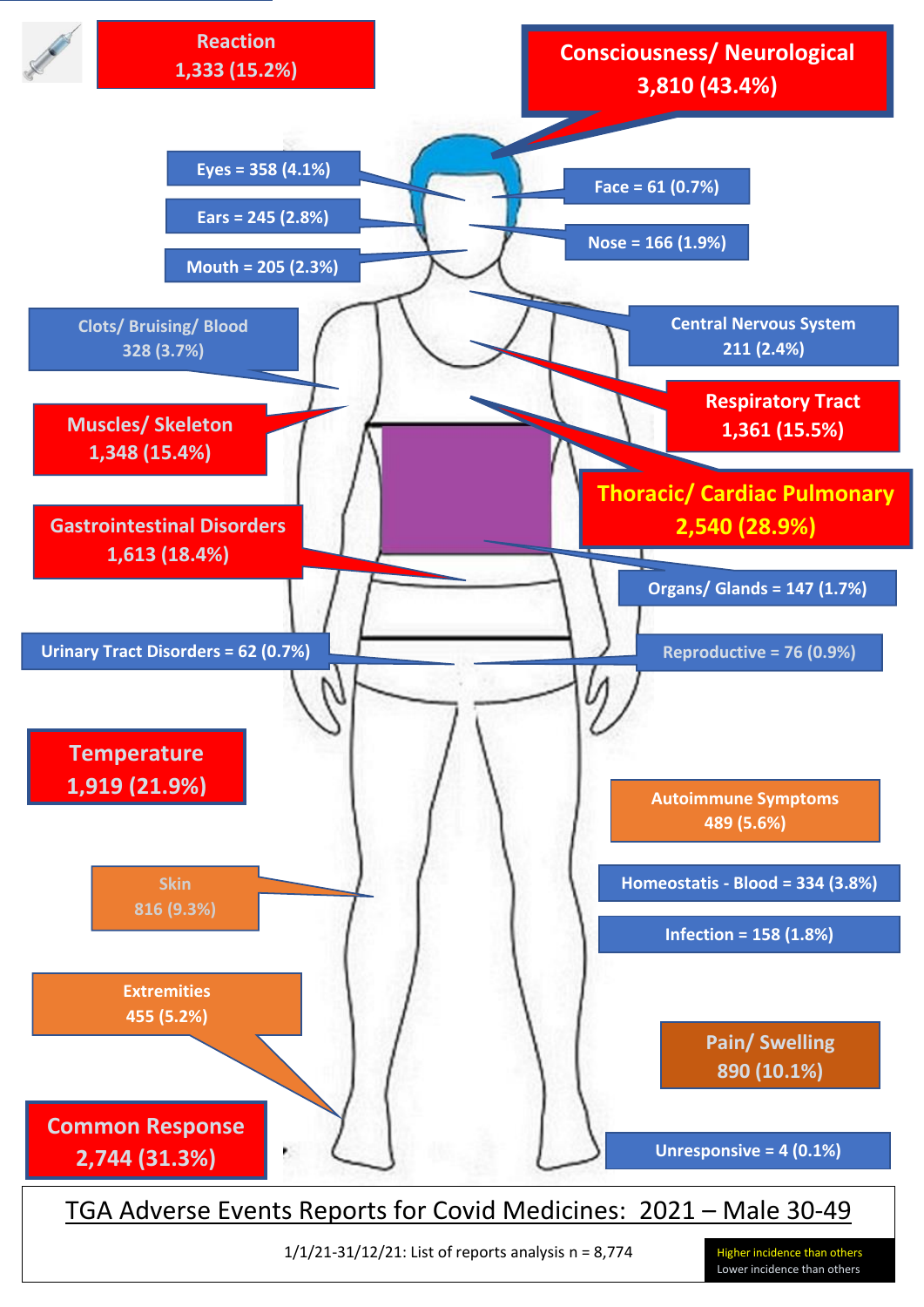Reaction
1,333 (15.2%)

Consciousness/ Neurological
3,810 (43.4%)

Eyes = 358 (4.1%)

Face = 61 (0.7%)

Ears = 245 (2.8%)

Nose = 166 (1.9%)

Mouth = 205 (2.3%)

Clots/ Bruising/ Blood
328 (3.7%)

Central Nervous System
211 (2.4%)

Respiratory Tract
1,361 (15.5%)

Muscles/ Skeleton
1,348 (15.4%)

Thoracic/ Cardiac Pulmonary
2,540 (28.9%)

Gastrointestinal Disorders
1,613 (18.4%)

Organs/ Glands = 147 (1.7%)

Urinary Tract Disorders = 62 (0.7%)

Reproductive = 76 (0.9%)

Temperature
1,919 (21.9%)

Autoimmune Symptoms
489 (5.6%)

Skin
816 (9.3%)

Homeostatis - Blood = 334 (3.8%)

Infection = 158 (1.8%)

Extremities
455 (5.2%)

Pain/ Swelling
890 (10.1%)

Common Response
2,744 (31.3%)

Unresponsive = 4 (0.1%)

# TGA Adverse Events Reports for Covid Medicines: 2021 – Male 30-49

1/1/21-31/12/21: List of reports analysis n = 8,774

Higher incidence than others
Lower incidence than others